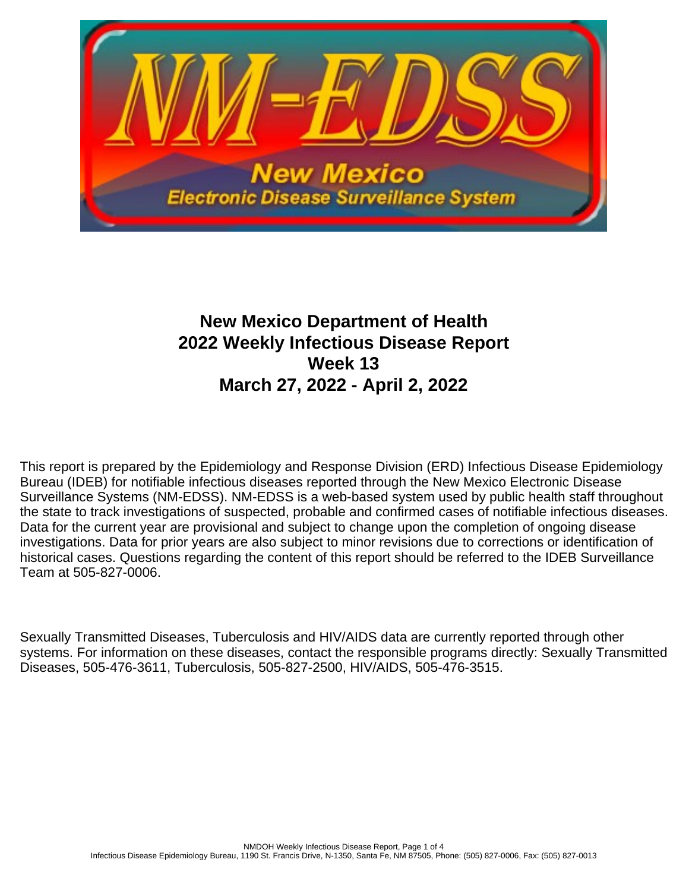# New Mexico Department of Health
# 2022 Weekly Infectious Disease Report
# Week 13
# March 27, 2022 - April 2, 2022

This report is prepared by the Epidemiology and Response Division (ERD) Infectious Disease Epidemiology Bureau (IDEB) for notifiable infectious diseases reported through the New Mexico Electronic Disease Surveillance Systems (NM-EDSS). NM-EDSS is a web-based system used by public health staff throughout the state to track investigations of suspected, probable and confirmed cases of notifiable infectious diseases. Data for the current year are provisional and subject to change upon the completion of ongoing disease investigations. Data for prior years are also subject to minor revisions due to corrections or identification of historical cases. Questions regarding the content of this report should be referred to the IDEB Surveillance Team at 505-827-0006.

Sexually Transmitted Diseases, Tuberculosis and HIV/AIDS data are currently reported through other systems. For information on these diseases, contact the responsible programs directly: Sexually Transmitted Diseases, 505-476-3611, Tuberculosis, 505-827-2500, HIV/AIDS, 505-476-3515.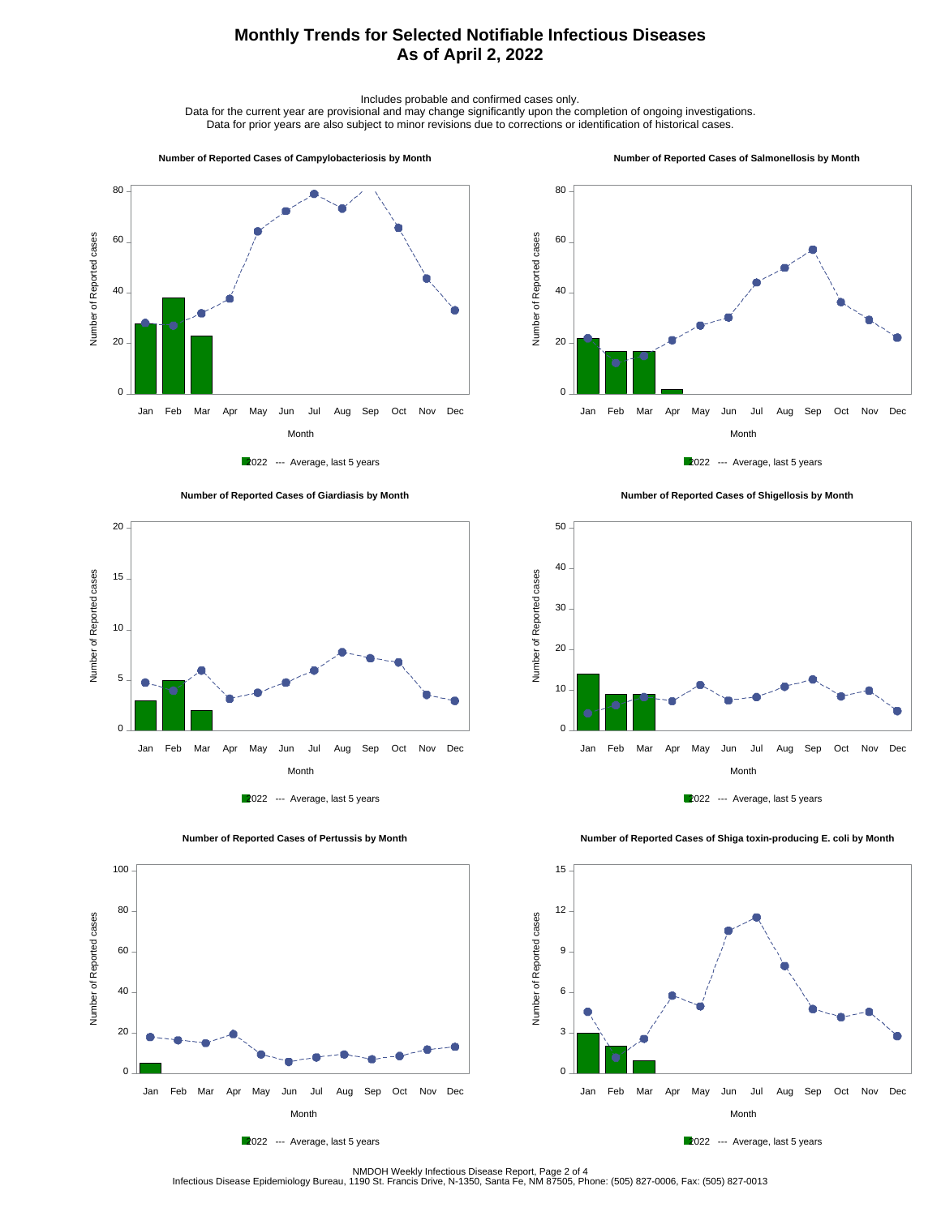# Monthly Trends for Selected Notifiable Infectious Diseases
# As of April 2, 2022

Includes probable and confirmed cases only.
Data for the current year are provisional and may change significantly upon the completion of ongoing investigations.
Data for prior years are also subject to minor revisions due to corrections or identification of historical cases.

### Number of Reported Cases of Campylobacteriosis by Month

Number of Reported cases (0–80); Month: Jan Feb Mar Apr May Jun Jul Aug Sep Oct Nov Dec

2022 --- Average, last 5 years

### Number of Reported Cases of Salmonellosis by Month

Number of Reported cases (0–80); Month: Jan Feb Mar Apr May Jun Jul Aug Sep Oct Nov Dec

2022 --- Average, last 5 years

### Number of Reported Cases of Giardiasis by Month

Number of Reported cases (0–20); Month: Jan Feb Mar Apr May Jun Jul Aug Sep Oct Nov Dec

2022 --- Average, last 5 years

### Number of Reported Cases of Shigellosis by Month

Number of Reported cases (0–50); Month: Jan Feb Mar Apr May Jun Jul Aug Sep Oct Nov Dec

2022 --- Average, last 5 years

### Number of Reported Cases of Pertussis by Month

Number of Reported cases (0–100); Month: Jan Feb Mar Apr May Jun Jul Aug Sep Oct Nov Dec

2022 --- Average, last 5 years

### Number of Reported Cases of Shiga toxin-producing E. coli by Month

Number of Reported cases (0–15); Month: Jan Feb Mar Apr May Jun Jul Aug Sep Oct Nov Dec

2022 --- Average, last 5 years

NMDOH Weekly Infectious Disease Report, Page 2 of 4
Infectious Disease Epidemiology Bureau, 1190 St. Francis Drive, N-1350, Santa Fe, NM 87505, Phone: (505) 827-0006, Fax: (505) 827-0013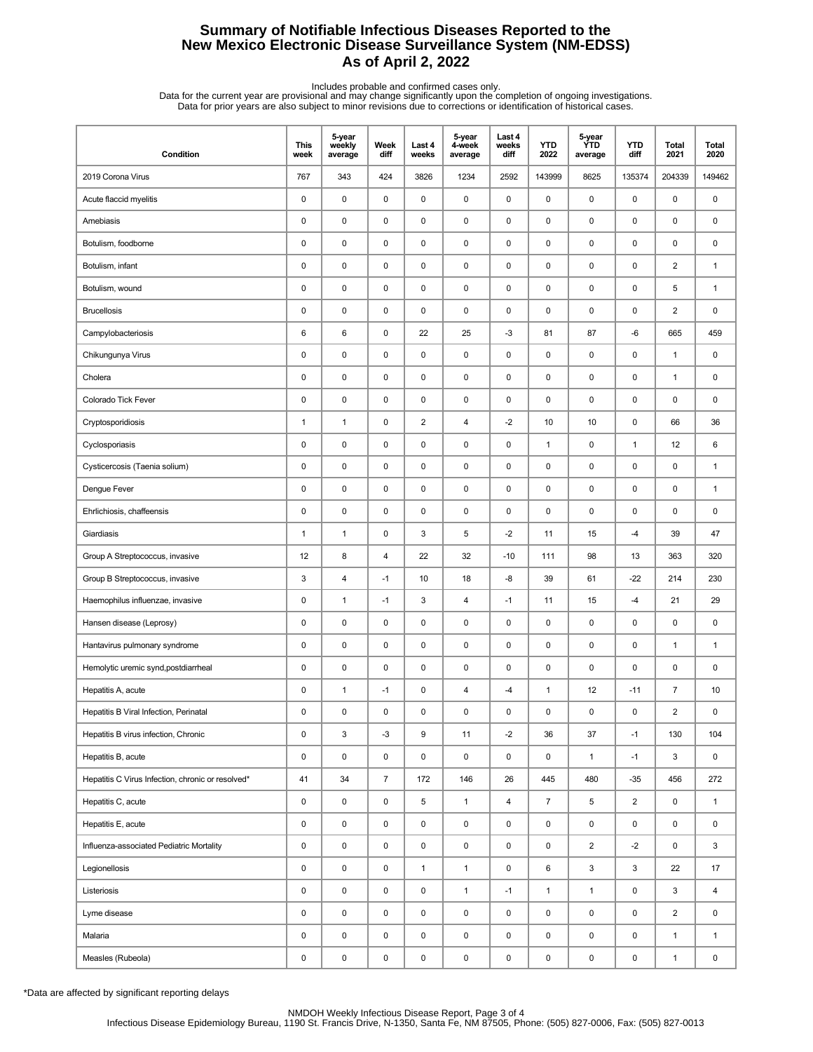# Summary of Notifiable Infectious Diseases Reported to the New Mexico Electronic Disease Surveillance System (NM-EDSS)
## As of April 2, 2022

Includes probable and confirmed cases only.
Data for the current year are provisional and may change significantly upon the completion of ongoing investigations.
Data for prior years are also subject to minor revisions due to corrections or identification of historical cases.

| Condition | This week | 5-year weekly average | Week diff | Last 4 weeks | 5-year 4-week average | Last 4 weeks diff | YTD 2022 | 5-year YTD average | YTD diff | Total 2021 | Total 2020 |
|---|---|---|---|---|---|---|---|---|---|---|---|
| 2019 Corona Virus | 767 | 343 | 424 | 3826 | 1234 | 2592 | 143999 | 8625 | 135374 | 204339 | 149462 |
| Acute flaccid myelitis | 0 | 0 | 0 | 0 | 0 | 0 | 0 | 0 | 0 | 0 | 0 |
| Amebiasis | 0 | 0 | 0 | 0 | 0 | 0 | 0 | 0 | 0 | 0 | 0 |
| Botulism, foodborne | 0 | 0 | 0 | 0 | 0 | 0 | 0 | 0 | 0 | 0 | 0 |
| Botulism, infant | 0 | 0 | 0 | 0 | 0 | 0 | 0 | 0 | 0 | 2 | 1 |
| Botulism, wound | 0 | 0 | 0 | 0 | 0 | 0 | 0 | 0 | 0 | 5 | 1 |
| Brucellosis | 0 | 0 | 0 | 0 | 0 | 0 | 0 | 0 | 0 | 2 | 0 |
| Campylobacteriosis | 6 | 6 | 0 | 22 | 25 | -3 | 81 | 87 | -6 | 665 | 459 |
| Chikungunya Virus | 0 | 0 | 0 | 0 | 0 | 0 | 0 | 0 | 0 | 1 | 0 |
| Cholera | 0 | 0 | 0 | 0 | 0 | 0 | 0 | 0 | 0 | 1 | 0 |
| Colorado Tick Fever | 0 | 0 | 0 | 0 | 0 | 0 | 0 | 0 | 0 | 0 | 0 |
| Cryptosporidiosis | 1 | 1 | 0 | 2 | 4 | -2 | 10 | 10 | 0 | 66 | 36 |
| Cyclosporiasis | 0 | 0 | 0 | 0 | 0 | 0 | 1 | 0 | 1 | 12 | 6 |
| Cysticercosis (Taenia solium) | 0 | 0 | 0 | 0 | 0 | 0 | 0 | 0 | 0 | 0 | 1 |
| Dengue Fever | 0 | 0 | 0 | 0 | 0 | 0 | 0 | 0 | 0 | 0 | 1 |
| Ehrlichiosis, chaffeensis | 0 | 0 | 0 | 0 | 0 | 0 | 0 | 0 | 0 | 0 | 0 |
| Giardiasis | 1 | 1 | 0 | 3 | 5 | -2 | 11 | 15 | -4 | 39 | 47 |
| Group A Streptococcus, invasive | 12 | 8 | 4 | 22 | 32 | -10 | 111 | 98 | 13 | 363 | 320 |
| Group B Streptococcus, invasive | 3 | 4 | -1 | 10 | 18 | -8 | 39 | 61 | -22 | 214 | 230 |
| Haemophilus influenzae, invasive | 0 | 1 | -1 | 3 | 4 | -1 | 11 | 15 | -4 | 21 | 29 |
| Hansen disease (Leprosy) | 0 | 0 | 0 | 0 | 0 | 0 | 0 | 0 | 0 | 0 | 0 |
| Hantavirus pulmonary syndrome | 0 | 0 | 0 | 0 | 0 | 0 | 0 | 0 | 0 | 1 | 1 |
| Hemolytic uremic synd,postdiarrheal | 0 | 0 | 0 | 0 | 0 | 0 | 0 | 0 | 0 | 0 | 0 |
| Hepatitis A, acute | 0 | 1 | -1 | 0 | 4 | -4 | 1 | 12 | -11 | 7 | 10 |
| Hepatitis B Viral Infection, Perinatal | 0 | 0 | 0 | 0 | 0 | 0 | 0 | 0 | 0 | 2 | 0 |
| Hepatitis B virus infection, Chronic | 0 | 3 | -3 | 9 | 11 | -2 | 36 | 37 | -1 | 130 | 104 |
| Hepatitis B, acute | 0 | 0 | 0 | 0 | 0 | 0 | 0 | 1 | -1 | 3 | 0 |
| Hepatitis C Virus Infection, chronic or resolved* | 41 | 34 | 7 | 172 | 146 | 26 | 445 | 480 | -35 | 456 | 272 |
| Hepatitis C, acute | 0 | 0 | 0 | 5 | 1 | 4 | 7 | 5 | 2 | 0 | 1 |
| Hepatitis E, acute | 0 | 0 | 0 | 0 | 0 | 0 | 0 | 0 | 0 | 0 | 0 |
| Influenza-associated Pediatric Mortality | 0 | 0 | 0 | 0 | 0 | 0 | 0 | 2 | -2 | 0 | 3 |
| Legionellosis | 0 | 0 | 0 | 1 | 1 | 0 | 6 | 3 | 3 | 22 | 17 |
| Listeriosis | 0 | 0 | 0 | 0 | 1 | -1 | 1 | 1 | 0 | 3 | 4 |
| Lyme disease | 0 | 0 | 0 | 0 | 0 | 0 | 0 | 0 | 0 | 2 | 0 |
| Malaria | 0 | 0 | 0 | 0 | 0 | 0 | 0 | 0 | 0 | 1 | 1 |
| Measles (Rubeola) | 0 | 0 | 0 | 0 | 0 | 0 | 0 | 0 | 0 | 1 | 0 |

*Data are affected by significant reporting delays

NMDOH Weekly Infectious Disease Report
Infectious Disease Epidemiology Bureau, 1190 St. Francis Drive, N-1350, Santa Fe, NM 87505, Phone: (505) 827-0006, Fax: (505) 827-0013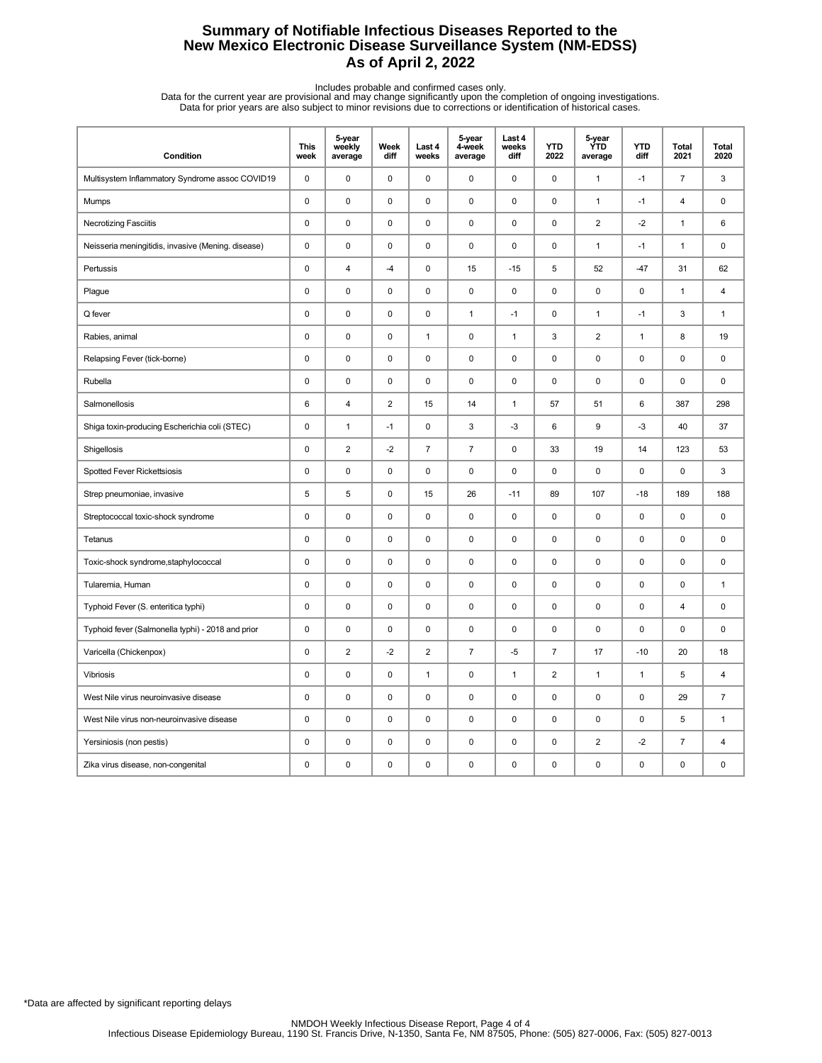# Summary of Notifiable Infectious Diseases Reported to the New Mexico Electronic Disease Surveillance System (NM-EDSS) As of April 2, 2022

Includes probable and confirmed cases only.
Data for the current year are provisional and may change significantly upon the completion of ongoing investigations.
Data for prior years are also subject to minor revisions due to corrections or identification of historical cases.

| Condition | This week | 5-year weekly average | Week diff | Last 4 weeks | 5-year 4-week average | Last 4 weeks diff | YTD 2022 | 5-year YTD average | YTD diff | Total 2021 | Total 2020 |
|---|---|---|---|---|---|---|---|---|---|---|---|
| Multisystem Inflammatory Syndrome assoc COVID19 | 0 | 0 | 0 | 0 | 0 | 0 | 0 | 1 | -1 | 7 | 3 |
| Mumps | 0 | 0 | 0 | 0 | 0 | 0 | 0 | 1 | -1 | 4 | 0 |
| Necrotizing Fasciitis | 0 | 0 | 0 | 0 | 0 | 0 | 0 | 2 | -2 | 1 | 6 |
| Neisseria meningitidis, invasive (Mening. disease) | 0 | 0 | 0 | 0 | 0 | 0 | 0 | 1 | -1 | 1 | 0 |
| Pertussis | 0 | 4 | -4 | 0 | 15 | -15 | 5 | 52 | -47 | 31 | 62 |
| Plague | 0 | 0 | 0 | 0 | 0 | 0 | 0 | 0 | 0 | 1 | 4 |
| Q fever | 0 | 0 | 0 | 0 | 1 | -1 | 0 | 1 | -1 | 3 | 1 |
| Rabies, animal | 0 | 0 | 0 | 1 | 0 | 1 | 3 | 2 | 1 | 8 | 19 |
| Relapsing Fever (tick-borne) | 0 | 0 | 0 | 0 | 0 | 0 | 0 | 0 | 0 | 0 | 0 |
| Rubella | 0 | 0 | 0 | 0 | 0 | 0 | 0 | 0 | 0 | 0 | 0 |
| Salmonellosis | 6 | 4 | 2 | 15 | 14 | 1 | 57 | 51 | 6 | 387 | 298 |
| Shiga toxin-producing Escherichia coli (STEC) | 0 | 1 | -1 | 0 | 3 | -3 | 6 | 9 | -3 | 40 | 37 |
| Shigellosis | 0 | 2 | -2 | 7 | 7 | 0 | 33 | 19 | 14 | 123 | 53 |
| Spotted Fever Rickettsiosis | 0 | 0 | 0 | 0 | 0 | 0 | 0 | 0 | 0 | 0 | 3 |
| Strep pneumoniae, invasive | 5 | 5 | 0 | 15 | 26 | -11 | 89 | 107 | -18 | 189 | 188 |
| Streptococcal toxic-shock syndrome | 0 | 0 | 0 | 0 | 0 | 0 | 0 | 0 | 0 | 0 | 0 |
| Tetanus | 0 | 0 | 0 | 0 | 0 | 0 | 0 | 0 | 0 | 0 | 0 |
| Toxic-shock syndrome,staphylococcal | 0 | 0 | 0 | 0 | 0 | 0 | 0 | 0 | 0 | 0 | 0 |
| Tularemia, Human | 0 | 0 | 0 | 0 | 0 | 0 | 0 | 0 | 0 | 0 | 1 |
| Typhoid Fever (S. enteritica typhi) | 0 | 0 | 0 | 0 | 0 | 0 | 0 | 0 | 0 | 4 | 0 |
| Typhoid fever (Salmonella typhi) - 2018 and prior | 0 | 0 | 0 | 0 | 0 | 0 | 0 | 0 | 0 | 0 | 0 |
| Varicella (Chickenpox) | 0 | 2 | -2 | 2 | 7 | -5 | 7 | 17 | -10 | 20 | 18 |
| Vibriosis | 0 | 0 | 0 | 1 | 0 | 1 | 2 | 1 | 1 | 5 | 4 |
| West Nile virus neuroinvasive disease | 0 | 0 | 0 | 0 | 0 | 0 | 0 | 0 | 0 | 29 | 7 |
| West Nile virus non-neuroinvasive disease | 0 | 0 | 0 | 0 | 0 | 0 | 0 | 0 | 0 | 5 | 1 |
| Yersiniosis (non pestis) | 0 | 0 | 0 | 0 | 0 | 0 | 0 | 2 | -2 | 7 | 4 |
| Zika virus disease, non-congenital | 0 | 0 | 0 | 0 | 0 | 0 | 0 | 0 | 0 | 0 | 0 |

*Data are affected by significant reporting delays

NMDOH Weekly Infectious Disease Report, Page 4 of 4
Infectious Disease Epidemiology Bureau, 1190 St. Francis Drive, N-1350, Santa Fe, NM 87505, Phone: (505) 827-0006, Fax: (505) 827-0013